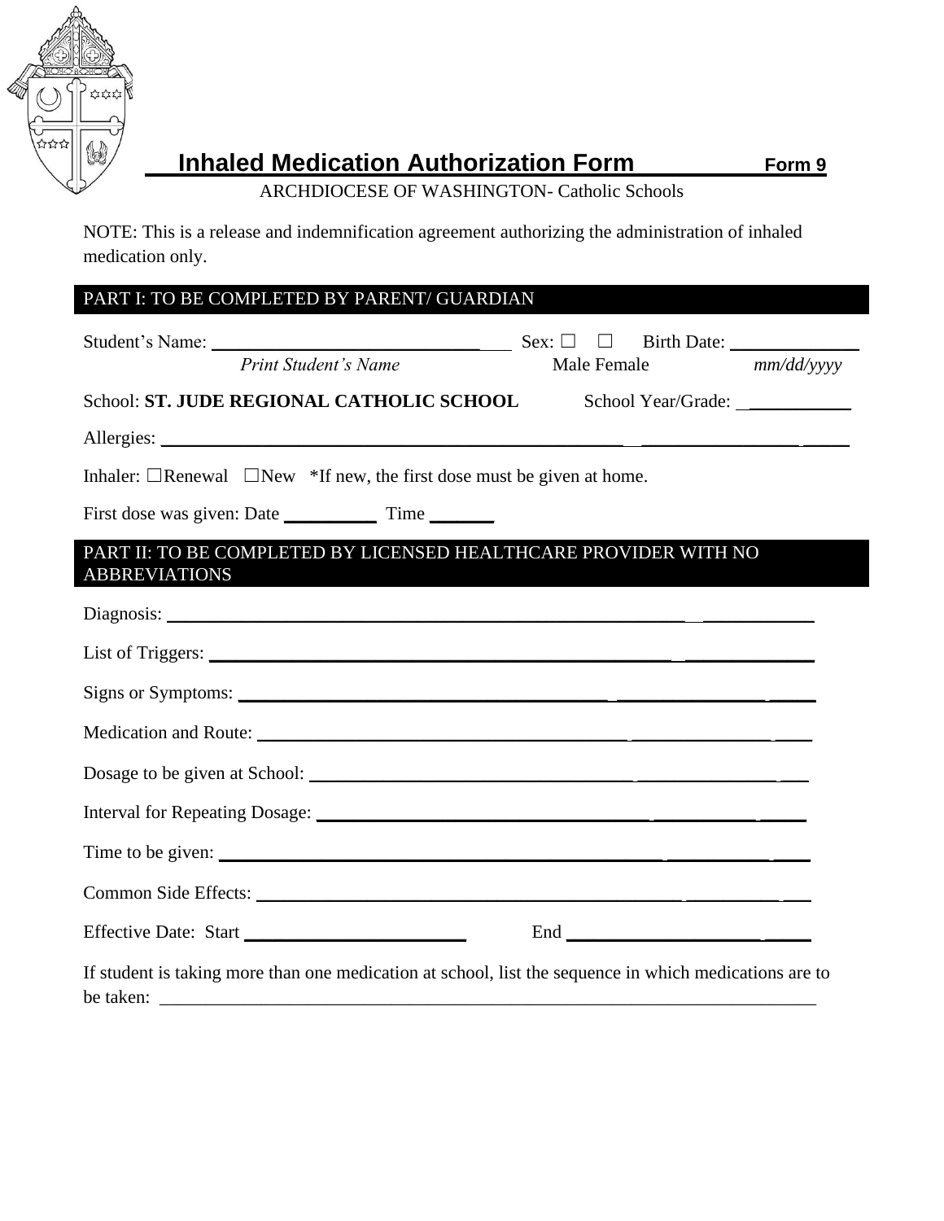# Inhaled Medication Authorization Form **Form 9**

ARCHDIOCESE OF WASHINGTON- Catholic Schools

NOTE: This is a release and indemnification agreement authorizing the administration of inhaled medication only.

## PART I: TO BE COMPLETED BY PARENT/ GUARDIAN

Student's Name: ______________________________ Sex: ☐ ☐ Birth Date: ______________
*Print Student's Name* Male Female *mm/dd/yyyy*

School: **ST. JUDE REGIONAL CATHOLIC SCHOOL** School Year/Grade: ___________

Allergies: ______________________________________________________________

Inhaler: ☐Renewal ☐New *If new, the first dose must be given at home.

First dose was given: Date __________ Time _______

## PART II: TO BE COMPLETED BY LICENSED HEALTHCARE PROVIDER WITH NO ABBREVIATIONS

Diagnosis: ______________________________________________________________

List of Triggers: ______________________________________________________________

Signs or Symptoms: ______________________________________________________________

Medication and Route: ______________________________________________________________

Dosage to be given at School: ______________________________________________________________

Interval for Repeating Dosage: ______________________________________________________________

Time to be given: ______________________________________________________________

Common Side Effects: ______________________________________________________________

Effective Date: Start ________________________ End ________________________

If student is taking more than one medication at school, list the sequence in which medications are to be taken: ______________________________________________________________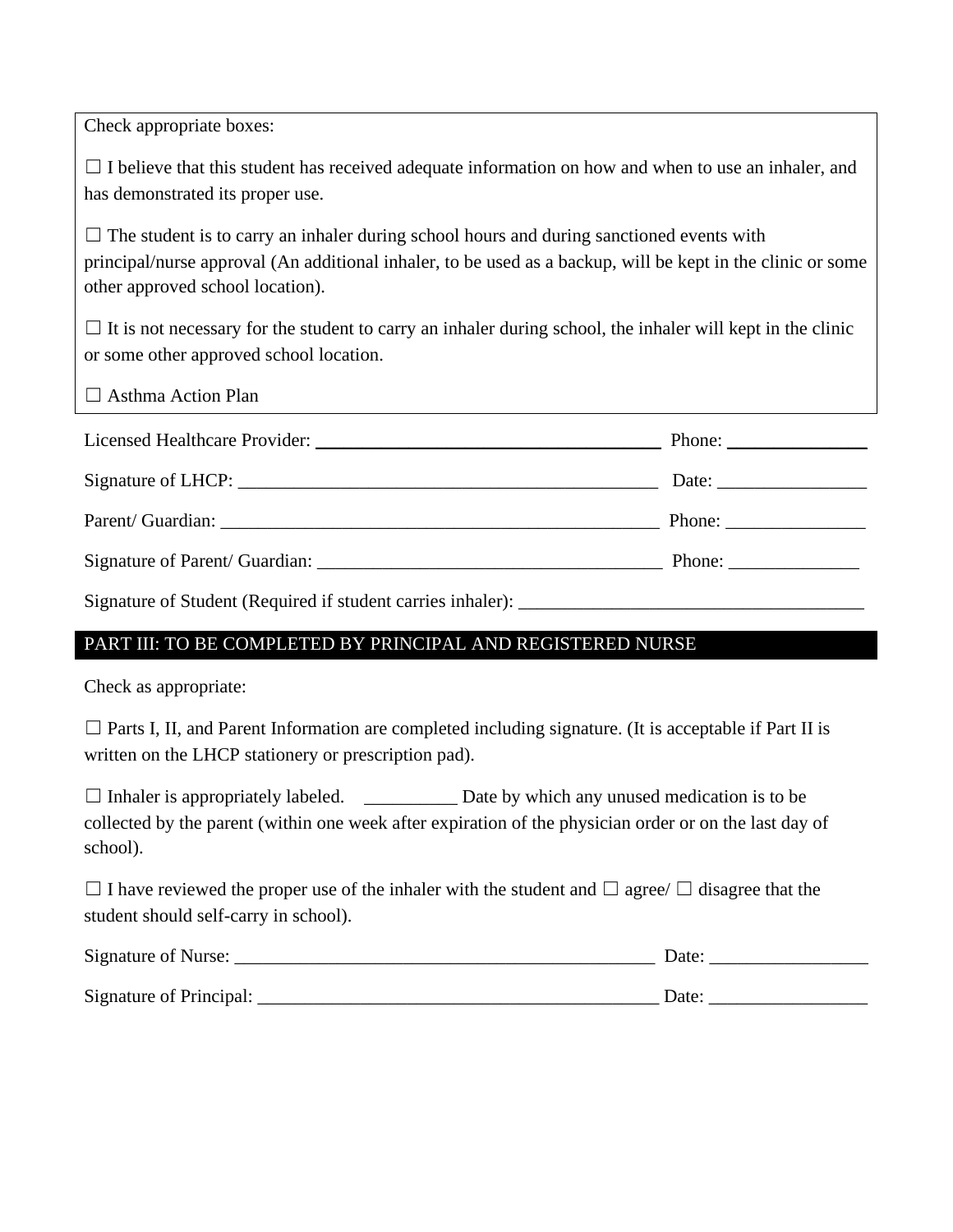Check appropriate boxes:

☐ I believe that this student has received adequate information on how and when to use an inhaler, and has demonstrated its proper use.

☐ The student is to carry an inhaler during school hours and during sanctioned events with principal/nurse approval (An additional inhaler, to be used as a backup, will be kept in the clinic or some other approved school location).

☐ It is not necessary for the student to carry an inhaler during school, the inhaler will kept in the clinic or some other approved school location.

☐ Asthma Action Plan

Licensed Healthcare Provider: ________________________________________ Phone: ________________

Signature of LHCP: ______________________________________________ Date: ________________

Parent/ Guardian: ________________________________________________ Phone: _______________

Signature of Parent/ Guardian: _____________________________________ Phone: ______________

Signature of Student (Required if student carries inhaler): ____________________________________

## PART III: TO BE COMPLETED BY PRINCIPAL AND REGISTERED NURSE

Check as appropriate:

☐ Parts I, II, and Parent Information are completed including signature. (It is acceptable if Part II is written on the LHCP stationery or prescription pad).

☐ Inhaler is appropriately labeled. __________ Date by which any unused medication is to be collected by the parent (within one week after expiration of the physician order or on the last day of school).

☐ I have reviewed the proper use of the inhaler with the student and ☐ agree/ ☐ disagree that the student should self-carry in school).

Signature of Nurse: _______________________________________________ Date: _________________

Signature of Principal: ____________________________________________ Date: _________________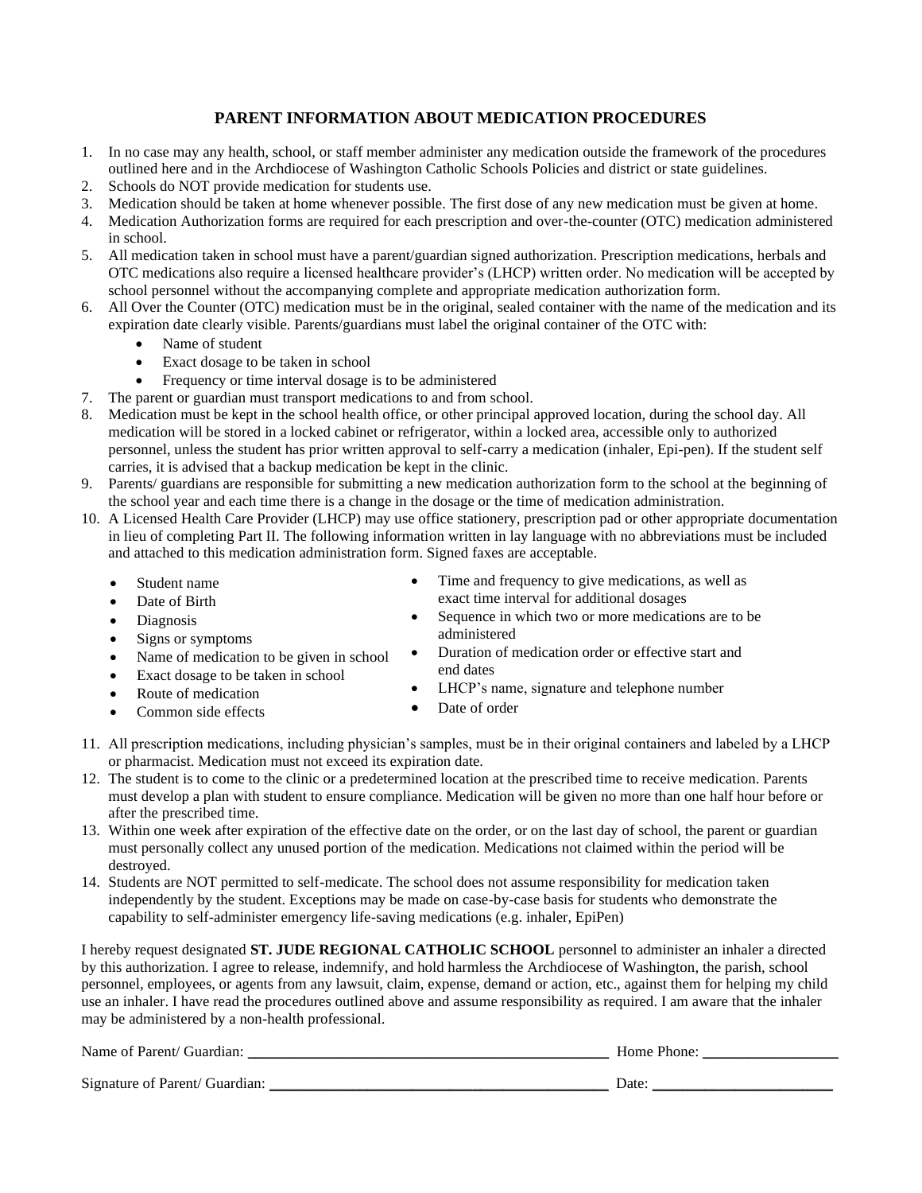## PARENT INFORMATION ABOUT MEDICATION PROCEDURES

1. In no case may any health, school, or staff member administer any medication outside the framework of the procedures outlined here and in the Archdiocese of Washington Catholic Schools Policies and district or state guidelines.
2. Schools do NOT provide medication for students use.
3. Medication should be taken at home whenever possible. The first dose of any new medication must be given at home.
4. Medication Authorization forms are required for each prescription and over-the-counter (OTC) medication administered in school.
5. All medication taken in school must have a parent/guardian signed authorization. Prescription medications, herbals and OTC medications also require a licensed healthcare provider's (LHCP) written order. No medication will be accepted by school personnel without the accompanying complete and appropriate medication authorization form.
6. All Over the Counter (OTC) medication must be in the original, sealed container with the name of the medication and its expiration date clearly visible. Parents/guardians must label the original container of the OTC with:
   - Name of student
   - Exact dosage to be taken in school
   - Frequency or time interval dosage is to be administered
7. The parent or guardian must transport medications to and from school.
8. Medication must be kept in the school health office, or other principal approved location, during the school day. All medication will be stored in a locked cabinet or refrigerator, within a locked area, accessible only to authorized personnel, unless the student has prior written approval to self-carry a medication (inhaler, Epi-pen). If the student self carries, it is advised that a backup medication be kept in the clinic.
9. Parents/ guardians are responsible for submitting a new medication authorization form to the school at the beginning of the school year and each time there is a change in the dosage or the time of medication administration.
10. A Licensed Health Care Provider (LHCP) may use office stationery, prescription pad or other appropriate documentation in lieu of completing Part II. The following information written in lay language with no abbreviations must be included and attached to this medication administration form. Signed faxes are acceptable.
    - Student name
    - Date of Birth
    - Diagnosis
    - Signs or symptoms
    - Name of medication to be given in school
    - Exact dosage to be taken in school
    - Route of medication
    - Common side effects
    - Time and frequency to give medications, as well as exact time interval for additional dosages
    - Sequence in which two or more medications are to be administered
    - Duration of medication order or effective start and end dates
    - LHCP's name, signature and telephone number
    - Date of order
11. All prescription medications, including physician's samples, must be in their original containers and labeled by a LHCP or pharmacist. Medication must not exceed its expiration date.
12. The student is to come to the clinic or a predetermined location at the prescribed time to receive medication. Parents must develop a plan with student to ensure compliance. Medication will be given no more than one half hour before or after the prescribed time.
13. Within one week after expiration of the effective date on the order, or on the last day of school, the parent or guardian must personally collect any unused portion of the medication. Medications not claimed within the period will be destroyed.
14. Students are NOT permitted to self-medicate. The school does not assume responsibility for medication taken independently by the student. Exceptions may be made on case-by-case basis for students who demonstrate the capability to self-administer emergency life-saving medications (e.g. inhaler, EpiPen)

I hereby request designated **ST. JUDE REGIONAL CATHOLIC SCHOOL** personnel to administer an inhaler a directed by this authorization. I agree to release, indemnify, and hold harmless the Archdiocese of Washington, the parish, school personnel, employees, or agents from any lawsuit, claim, expense, demand or action, etc., against them for helping my child use an inhaler. I have read the procedures outlined above and assume responsibility as required. I am aware that the inhaler may be administered by a non-health professional.

Name of Parent/ Guardian: ______________________________ Home Phone: ________________

Signature of Parent/ Guardian: ______________________________ Date: ________________